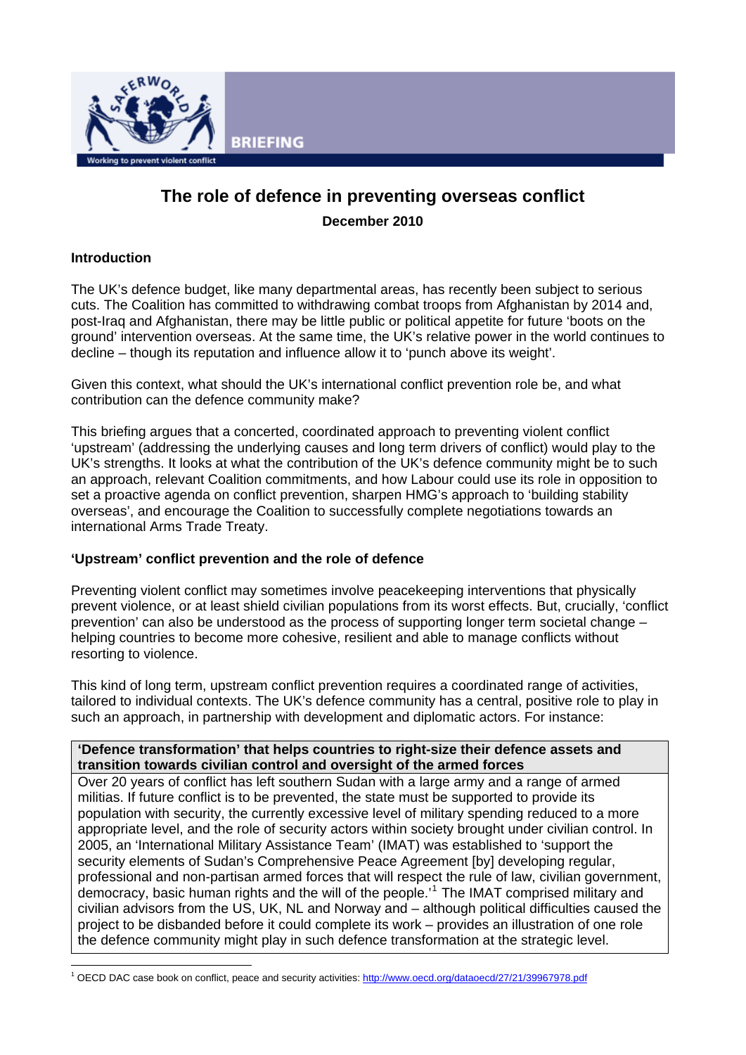BRIEFING

Working to prevent violent conflict

# The role of defence in preventing overseas conflict

**December 2010**

## Introduction

The UK's defence budget, like many departmental areas, has recently been subject to serious cuts. The Coalition has committed to withdrawing combat troops from Afghanistan by 2014 and, post-Iraq and Afghanistan, there may be little public or political appetite for future 'boots on the ground' intervention overseas. At the same time, the UK's relative power in the world continues to decline – though its reputation and influence allow it to 'punch above its weight'.

Given this context, what should the UK's international conflict prevention role be, and what contribution can the defence community make?

This briefing argues that a concerted, coordinated approach to preventing violent conflict 'upstream' (addressing the underlying causes and long term drivers of conflict) would play to the UK's strengths. It looks at what the contribution of the UK's defence community might be to such an approach, relevant Coalition commitments, and how Labour could use its role in opposition to set a proactive agenda on conflict prevention, sharpen HMG's approach to 'building stability overseas', and encourage the Coalition to successfully complete negotiations towards an international Arms Trade Treaty.

## 'Upstream' conflict prevention and the role of defence

Preventing violent conflict may sometimes involve peacekeeping interventions that physically prevent violence, or at least shield civilian populations from its worst effects. But, crucially, 'conflict prevention' can also be understood as the process of supporting longer term societal change – helping countries to become more cohesive, resilient and able to manage conflicts without resorting to violence.

This kind of long term, upstream conflict prevention requires a coordinated range of activities, tailored to individual contexts. The UK's defence community has a central, positive role to play in such an approach, in partnership with development and diplomatic actors. For instance:

| **'Defence transformation' that helps countries to right-size their defence assets and transition towards civilian control and oversight of the armed forces** |
|---|
| Over 20 years of conflict has left southern Sudan with a large army and a range of armed militias. If future conflict is to be prevented, the state must be supported to provide its population with security, the currently excessive level of military spending reduced to a more appropriate level, and the role of security actors within society brought under civilian control. In 2005, an 'International Military Assistance Team' (IMAT) was established to 'support the security elements of Sudan's Comprehensive Peace Agreement [by] developing regular, professional and non-partisan armed forces that will respect the rule of law, civilian government, democracy, basic human rights and the will of the people.'[1] The IMAT comprised military and civilian advisors from the US, UK, NL and Norway and – although political difficulties caused the project to be disbanded before it could complete its work – provides an illustration of one role the defence community might play in such defence transformation at the strategic level. |

[1] OECD DAC case book on conflict, peace and security activities: http://www.oecd.org/dataoecd/27/21/39967978.pdf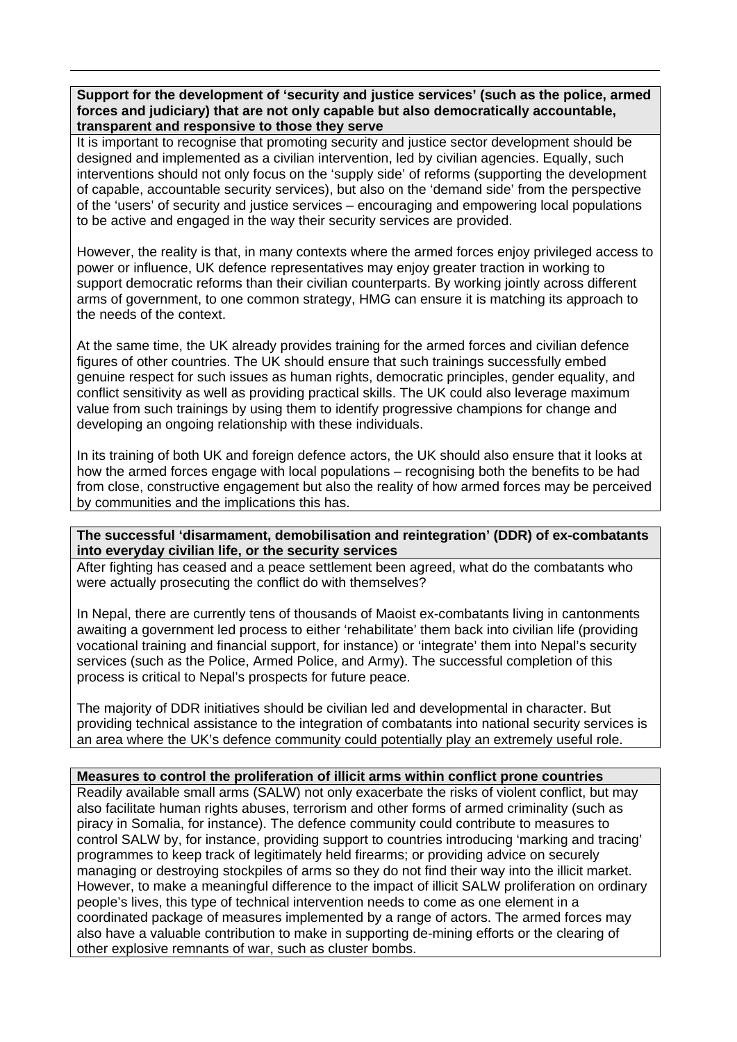**Support for the development of 'security and justice services' (such as the police, armed forces and judiciary) that are not only capable but also democratically accountable, transparent and responsive to those they serve**

It is important to recognise that promoting security and justice sector development should be designed and implemented as a civilian intervention, led by civilian agencies. Equally, such interventions should not only focus on the 'supply side' of reforms (supporting the development of capable, accountable security services), but also on the 'demand side' from the perspective of the 'users' of security and justice services – encouraging and empowering local populations to be active and engaged in the way their security services are provided.

However, the reality is that, in many contexts where the armed forces enjoy privileged access to power or influence, UK defence representatives may enjoy greater traction in working to support democratic reforms than their civilian counterparts. By working jointly across different arms of government, to one common strategy, HMG can ensure it is matching its approach to the needs of the context.

At the same time, the UK already provides training for the armed forces and civilian defence figures of other countries. The UK should ensure that such trainings successfully embed genuine respect for such issues as human rights, democratic principles, gender equality, and conflict sensitivity as well as providing practical skills. The UK could also leverage maximum value from such trainings by using them to identify progressive champions for change and developing an ongoing relationship with these individuals.

In its training of both UK and foreign defence actors, the UK should also ensure that it looks at how the armed forces engage with local populations – recognising both the benefits to be had from close, constructive engagement but also the reality of how armed forces may be perceived by communities and the implications this has.

**The successful 'disarmament, demobilisation and reintegration' (DDR) of ex-combatants into everyday civilian life, or the security services**

After fighting has ceased and a peace settlement been agreed, what do the combatants who were actually prosecuting the conflict do with themselves?

In Nepal, there are currently tens of thousands of Maoist ex-combatants living in cantonments awaiting a government led process to either 'rehabilitate' them back into civilian life (providing vocational training and financial support, for instance) or 'integrate' them into Nepal's security services (such as the Police, Armed Police, and Army). The successful completion of this process is critical to Nepal's prospects for future peace.

The majority of DDR initiatives should be civilian led and developmental in character. But providing technical assistance to the integration of combatants into national security services is an area where the UK's defence community could potentially play an extremely useful role.

**Measures to control the proliferation of illicit arms within conflict prone countries**

Readily available small arms (SALW) not only exacerbate the risks of violent conflict, but may also facilitate human rights abuses, terrorism and other forms of armed criminality (such as piracy in Somalia, for instance). The defence community could contribute to measures to control SALW by, for instance, providing support to countries introducing 'marking and tracing' programmes to keep track of legitimately held firearms; or providing advice on securely managing or destroying stockpiles of arms so they do not find their way into the illicit market. However, to make a meaningful difference to the impact of illicit SALW proliferation on ordinary people's lives, this type of technical intervention needs to come as one element in a coordinated package of measures implemented by a range of actors. The armed forces may also have a valuable contribution to make in supporting de-mining efforts or the clearing of other explosive remnants of war, such as cluster bombs.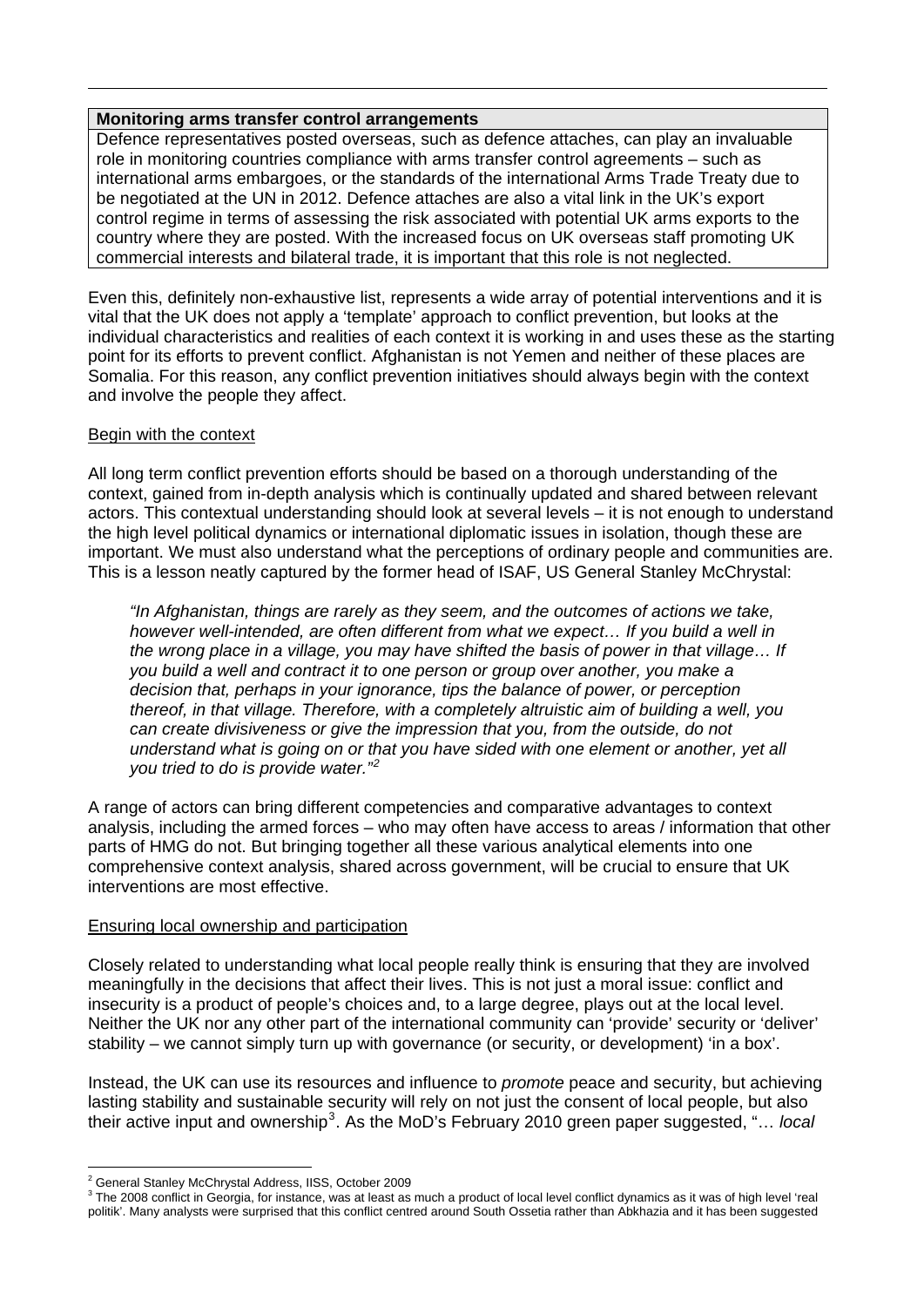**Monitoring arms transfer control arrangements**

Defence representatives posted overseas, such as defence attaches, can play an invaluable role in monitoring countries compliance with arms transfer control agreements – such as international arms embargoes, or the standards of the international Arms Trade Treaty due to be negotiated at the UN in 2012. Defence attaches are also a vital link in the UK's export control regime in terms of assessing the risk associated with potential UK arms exports to the country where they are posted. With the increased focus on UK overseas staff promoting UK commercial interests and bilateral trade, it is important that this role is not neglected.

Even this, definitely non-exhaustive list, represents a wide array of potential interventions and it is vital that the UK does not apply a 'template' approach to conflict prevention, but looks at the individual characteristics and realities of each context it is working in and uses these as the starting point for its efforts to prevent conflict. Afghanistan is not Yemen and neither of these places are Somalia. For this reason, any conflict prevention initiatives should always begin with the context and involve the people they affect.

Begin with the context

All long term conflict prevention efforts should be based on a thorough understanding of the context, gained from in-depth analysis which is continually updated and shared between relevant actors. This contextual understanding should look at several levels – it is not enough to understand the high level political dynamics or international diplomatic issues in isolation, though these are important. We must also understand what the perceptions of ordinary people and communities are. This is a lesson neatly captured by the former head of ISAF, US General Stanley McChrystal:

> *"In Afghanistan, things are rarely as they seem, and the outcomes of actions we take, however well-intended, are often different from what we expect… If you build a well in the wrong place in a village, you may have shifted the basis of power in that village… If you build a well and contract it to one person or group over another, you make a decision that, perhaps in your ignorance, tips the balance of power, or perception thereof, in that village. Therefore, with a completely altruistic aim of building a well, you can create divisiveness or give the impression that you, from the outside, do not understand what is going on or that you have sided with one element or another, yet all you tried to do is provide water."*[2]

A range of actors can bring different competencies and comparative advantages to context analysis, including the armed forces – who may often have access to areas / information that other parts of HMG do not. But bringing together all these various analytical elements into one comprehensive context analysis, shared across government, will be crucial to ensure that UK interventions are most effective.

Ensuring local ownership and participation

Closely related to understanding what local people really think is ensuring that they are involved meaningfully in the decisions that affect their lives. This is not just a moral issue: conflict and insecurity is a product of people's choices and, to a large degree, plays out at the local level. Neither the UK nor any other part of the international community can 'provide' security or 'deliver' stability – we cannot simply turn up with governance (or security, or development) 'in a box'.

Instead, the UK can use its resources and influence to *promote* peace and security, but achieving lasting stability and sustainable security will rely on not just the consent of local people, but also their active input and ownership[3]. As the MoD's February 2010 green paper suggested, "… *local*

---

[2] General Stanley McChrystal Address, IISS, October 2009

[3] The 2008 conflict in Georgia, for instance, was at least as much a product of local level conflict dynamics as it was of high level 'real politik'. Many analysts were surprised that this conflict centred around South Ossetia rather than Abkhazia and it has been suggested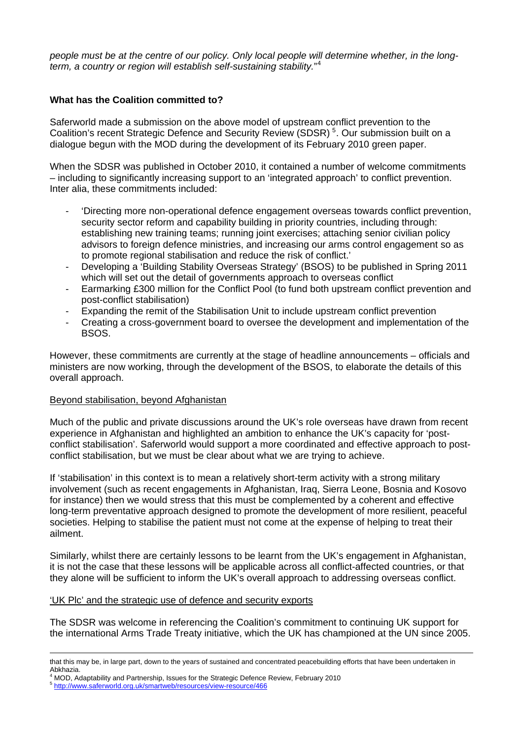*people must be at the centre of our policy. Only local people will determine whether, in the long-term, a country or region will establish self-sustaining stability.*"[4]

**What has the Coalition committed to?**

Saferworld made a submission on the above model of upstream conflict prevention to the Coalition's recent Strategic Defence and Security Review (SDSR) [5]. Our submission built on a dialogue begun with the MOD during the development of its February 2010 green paper.

When the SDSR was published in October 2010, it contained a number of welcome commitments – including to significantly increasing support to an 'integrated approach' to conflict prevention. Inter alia, these commitments included:

- 'Directing more non-operational defence engagement overseas towards conflict prevention, security sector reform and capability building in priority countries, including through: establishing new training teams; running joint exercises; attaching senior civilian policy advisors to foreign defence ministries, and increasing our arms control engagement so as to promote regional stabilisation and reduce the risk of conflict.'
- Developing a 'Building Stability Overseas Strategy' (BSOS) to be published in Spring 2011 which will set out the detail of governments approach to overseas conflict
- Earmarking £300 million for the Conflict Pool (to fund both upstream conflict prevention and post-conflict stabilisation)
- Expanding the remit of the Stabilisation Unit to include upstream conflict prevention
- Creating a cross-government board to oversee the development and implementation of the BSOS.

However, these commitments are currently at the stage of headline announcements – officials and ministers are now working, through the development of the BSOS, to elaborate the details of this overall approach.

<u>Beyond stabilisation, beyond Afghanistan</u>

Much of the public and private discussions around the UK's role overseas have drawn from recent experience in Afghanistan and highlighted an ambition to enhance the UK's capacity for 'post-conflict stabilisation'. Saferworld would support a more coordinated and effective approach to post-conflict stabilisation, but we must be clear about what we are trying to achieve.

If 'stabilisation' in this context is to mean a relatively short-term activity with a strong military involvement (such as recent engagements in Afghanistan, Iraq, Sierra Leone, Bosnia and Kosovo for instance) then we would stress that this must be complemented by a coherent and effective long-term preventative approach designed to promote the development of more resilient, peaceful societies. Helping to stabilise the patient must not come at the expense of helping to treat their ailment.

Similarly, whilst there are certainly lessons to be learnt from the UK's engagement in Afghanistan, it is not the case that these lessons will be applicable across all conflict-affected countries, or that they alone will be sufficient to inform the UK's overall approach to addressing overseas conflict.

<u>'UK Plc' and the strategic use of defence and security exports</u>

The SDSR was welcome in referencing the Coalition's commitment to continuing UK support for the international Arms Trade Treaty initiative, which the UK has championed at the UN since 2005.

---

that this may be, in large part, down to the years of sustained and concentrated peacebuilding efforts that have been undertaken in Abkhazia.

[4] MOD, Adaptability and Partnership, Issues for the Strategic Defence Review, February 2010

[5] http://www.saferworld.org.uk/smartweb/resources/view-resource/466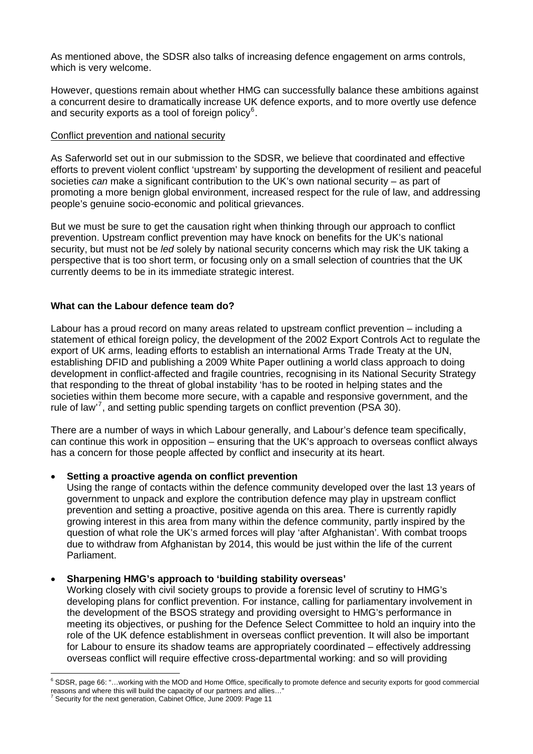As mentioned above, the SDSR also talks of increasing defence engagement on arms controls, which is very welcome.

However, questions remain about whether HMG can successfully balance these ambitions against a concurrent desire to dramatically increase UK defence exports, and to more overtly use defence and security exports as a tool of foreign policy[6].

Conflict prevention and national security

As Saferworld set out in our submission to the SDSR, we believe that coordinated and effective efforts to prevent violent conflict 'upstream' by supporting the development of resilient and peaceful societies *can* make a significant contribution to the UK's own national security – as part of promoting a more benign global environment, increased respect for the rule of law, and addressing people's genuine socio-economic and political grievances.

But we must be sure to get the causation right when thinking through our approach to conflict prevention. Upstream conflict prevention may have knock on benefits for the UK's national security, but must not be *led* solely by national security concerns which may risk the UK taking a perspective that is too short term, or focusing only on a small selection of countries that the UK currently deems to be in its immediate strategic interest.

**What can the Labour defence team do?**

Labour has a proud record on many areas related to upstream conflict prevention – including a statement of ethical foreign policy, the development of the 2002 Export Controls Act to regulate the export of UK arms, leading efforts to establish an international Arms Trade Treaty at the UN, establishing DFID and publishing a 2009 White Paper outlining a world class approach to doing development in conflict-affected and fragile countries, recognising in its National Security Strategy that responding to the threat of global instability 'has to be rooted in helping states and the societies within them become more secure, with a capable and responsive government, and the rule of law'[7], and setting public spending targets on conflict prevention (PSA 30).

There are a number of ways in which Labour generally, and Labour's defence team specifically, can continue this work in opposition – ensuring that the UK's approach to overseas conflict always has a concern for those people affected by conflict and insecurity at its heart.

- **Setting a proactive agenda on conflict prevention**
  Using the range of contacts within the defence community developed over the last 13 years of government to unpack and explore the contribution defence may play in upstream conflict prevention and setting a proactive, positive agenda on this area. There is currently rapidly growing interest in this area from many within the defence community, partly inspired by the question of what role the UK's armed forces will play 'after Afghanistan'. With combat troops due to withdraw from Afghanistan by 2014, this would be just within the life of the current Parliament.

- **Sharpening HMG's approach to 'building stability overseas'**
  Working closely with civil society groups to provide a forensic level of scrutiny to HMG's developing plans for conflict prevention. For instance, calling for parliamentary involvement in the development of the BSOS strategy and providing oversight to HMG's performance in meeting its objectives, or pushing for the Defence Select Committee to hold an inquiry into the role of the UK defence establishment in overseas conflict prevention. It will also be important for Labour to ensure its shadow teams are appropriately coordinated – effectively addressing overseas conflict will require effective cross-departmental working: and so will providing

---

[6] SDSR, page 66: "…working with the MOD and Home Office, specifically to promote defence and security exports for good commercial reasons and where this will build the capacity of our partners and allies…"

[7] Security for the next generation, Cabinet Office, June 2009: Page 11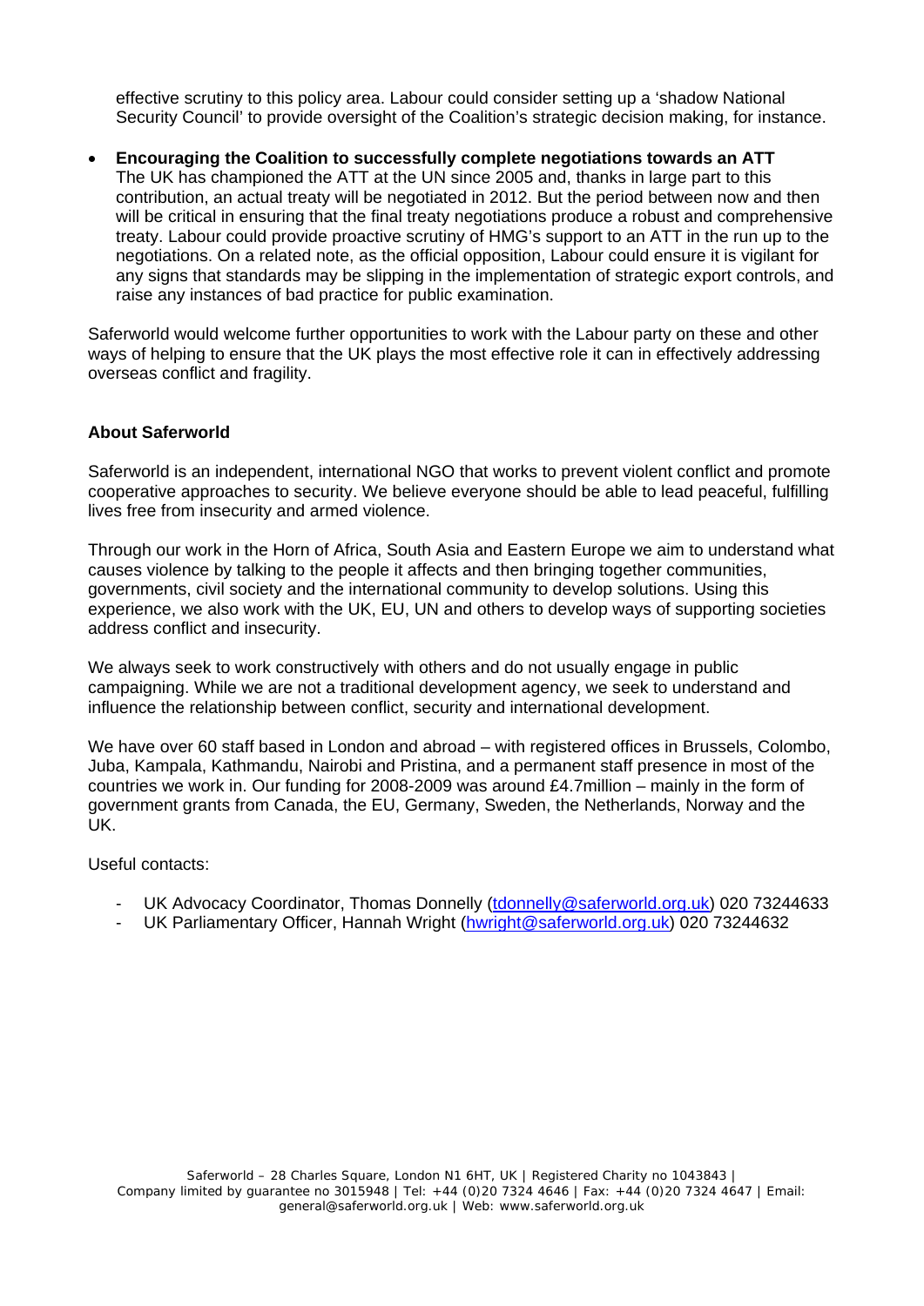effective scrutiny to this policy area. Labour could consider setting up a 'shadow National Security Council' to provide oversight of the Coalition's strategic decision making, for instance.

- **Encouraging the Coalition to successfully complete negotiations towards an ATT**
  The UK has championed the ATT at the UN since 2005 and, thanks in large part to this contribution, an actual treaty will be negotiated in 2012. But the period between now and then will be critical in ensuring that the final treaty negotiations produce a robust and comprehensive treaty. Labour could provide proactive scrutiny of HMG's support to an ATT in the run up to the negotiations. On a related note, as the official opposition, Labour could ensure it is vigilant for any signs that standards may be slipping in the implementation of strategic export controls, and raise any instances of bad practice for public examination.

Saferworld would welcome further opportunities to work with the Labour party on these and other ways of helping to ensure that the UK plays the most effective role it can in effectively addressing overseas conflict and fragility.

**About Saferworld**

Saferworld is an independent, international NGO that works to prevent violent conflict and promote cooperative approaches to security. We believe everyone should be able to lead peaceful, fulfilling lives free from insecurity and armed violence.

Through our work in the Horn of Africa, South Asia and Eastern Europe we aim to understand what causes violence by talking to the people it affects and then bringing together communities, governments, civil society and the international community to develop solutions. Using this experience, we also work with the UK, EU, UN and others to develop ways of supporting societies address conflict and insecurity.

We always seek to work constructively with others and do not usually engage in public campaigning. While we are not a traditional development agency, we seek to understand and influence the relationship between conflict, security and international development.

We have over 60 staff based in London and abroad – with registered offices in Brussels, Colombo, Juba, Kampala, Kathmandu, Nairobi and Pristina, and a permanent staff presence in most of the countries we work in. Our funding for 2008-2009 was around £4.7million – mainly in the form of government grants from Canada, the EU, Germany, Sweden, the Netherlands, Norway and the UK.

Useful contacts:

- UK Advocacy Coordinator, Thomas Donnelly (tdonnelly@saferworld.org.uk) 020 73244633
- UK Parliamentary Officer, Hannah Wright (hwright@saferworld.org.uk) 020 73244632